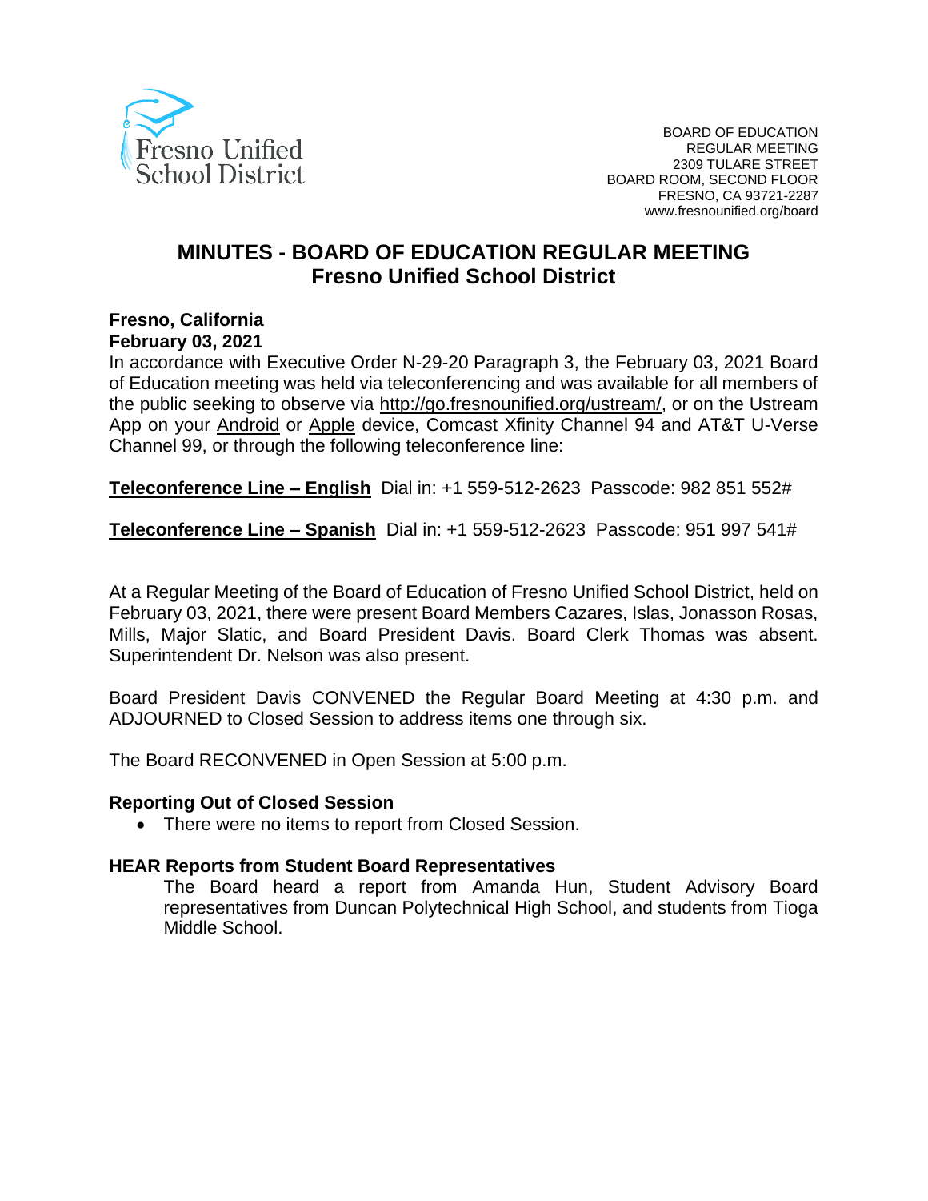Fresno Unified School District

BOARD OF EDUCATION
REGULAR MEETING
2309 TULARE STREET
BOARD ROOM, SECOND FLOOR
FRESNO, CA 93721-2287
www.fresnounified.org/board

# MINUTES - BOARD OF EDUCATION REGULAR MEETING
## Fresno Unified School District

**Fresno, California**
**February 03, 2021**

In accordance with Executive Order N-29-20 Paragraph 3, the February 03, 2021 Board of Education meeting was held via teleconferencing and was available for all members of the public seeking to observe via http://go.fresnounified.org/ustream/, or on the Ustream App on your Android or Apple device, Comcast Xfinity Channel 94 and AT&T U-Verse Channel 99, or through the following teleconference line:

**Teleconference Line – English** Dial in: +1 559-512-2623 Passcode: 982 851 552#

**Teleconference Line – Spanish** Dial in: +1 559-512-2623 Passcode: 951 997 541#

At a Regular Meeting of the Board of Education of Fresno Unified School District, held on February 03, 2021, there were present Board Members Cazares, Islas, Jonasson Rosas, Mills, Major Slatic, and Board President Davis. Board Clerk Thomas was absent. Superintendent Dr. Nelson was also present.

Board President Davis CONVENED the Regular Board Meeting at 4:30 p.m. and ADJOURNED to Closed Session to address items one through six.

The Board RECONVENED in Open Session at 5:00 p.m.

**Reporting Out of Closed Session**

- There were no items to report from Closed Session.

**HEAR Reports from Student Board Representatives**

The Board heard a report from Amanda Hun, Student Advisory Board representatives from Duncan Polytechnical High School, and students from Tioga Middle School.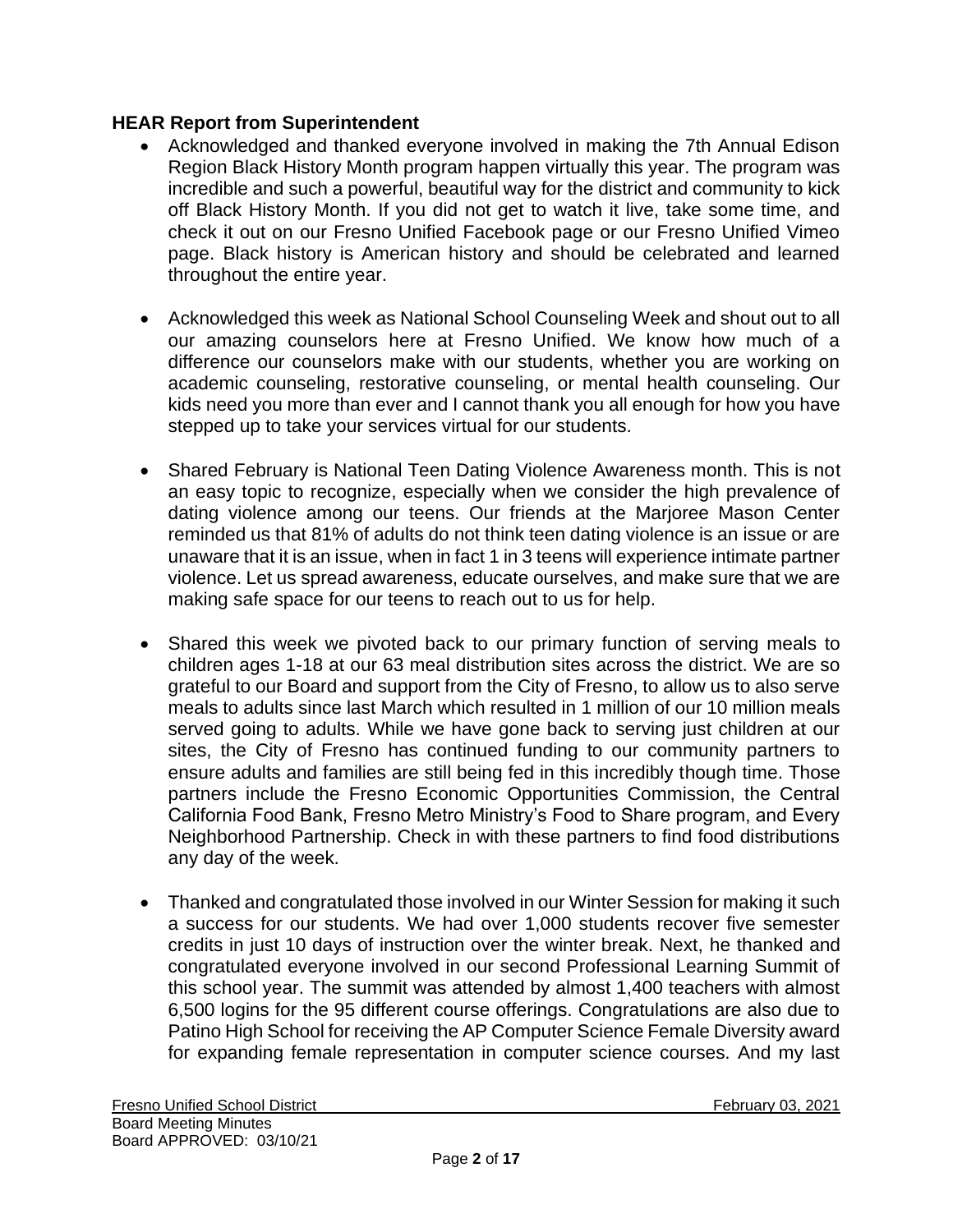**HEAR Report from Superintendent**

- Acknowledged and thanked everyone involved in making the 7th Annual Edison Region Black History Month program happen virtually this year. The program was incredible and such a powerful, beautiful way for the district and community to kick off Black History Month. If you did not get to watch it live, take some time, and check it out on our Fresno Unified Facebook page or our Fresno Unified Vimeo page. Black history is American history and should be celebrated and learned throughout the entire year.

- Acknowledged this week as National School Counseling Week and shout out to all our amazing counselors here at Fresno Unified. We know how much of a difference our counselors make with our students, whether you are working on academic counseling, restorative counseling, or mental health counseling. Our kids need you more than ever and I cannot thank you all enough for how you have stepped up to take your services virtual for our students.

- Shared February is National Teen Dating Violence Awareness month. This is not an easy topic to recognize, especially when we consider the high prevalence of dating violence among our teens. Our friends at the Marjoree Mason Center reminded us that 81% of adults do not think teen dating violence is an issue or are unaware that it is an issue, when in fact 1 in 3 teens will experience intimate partner violence. Let us spread awareness, educate ourselves, and make sure that we are making safe space for our teens to reach out to us for help.

- Shared this week we pivoted back to our primary function of serving meals to children ages 1-18 at our 63 meal distribution sites across the district. We are so grateful to our Board and support from the City of Fresno, to allow us to also serve meals to adults since last March which resulted in 1 million of our 10 million meals served going to adults. While we have gone back to serving just children at our sites, the City of Fresno has continued funding to our community partners to ensure adults and families are still being fed in this incredibly though time. Those partners include the Fresno Economic Opportunities Commission, the Central California Food Bank, Fresno Metro Ministry's Food to Share program, and Every Neighborhood Partnership. Check in with these partners to find food distributions any day of the week.

- Thanked and congratulated those involved in our Winter Session for making it such a success for our students. We had over 1,000 students recover five semester credits in just 10 days of instruction over the winter break. Next, he thanked and congratulated everyone involved in our second Professional Learning Summit of this school year. The summit was attended by almost 1,400 teachers with almost 6,500 logins for the 95 different course offerings. Congratulations are also due to Patino High School for receiving the AP Computer Science Female Diversity award for expanding female representation in computer science courses. And my last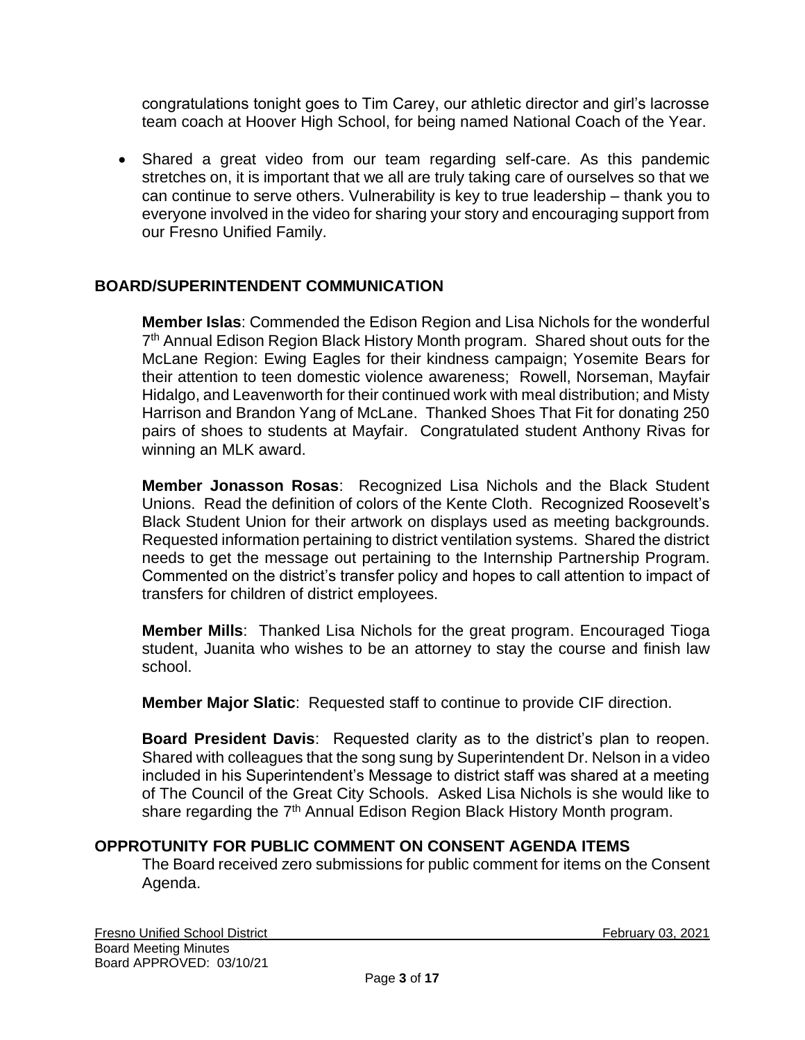congratulations tonight goes to Tim Carey, our athletic director and girl's lacrosse team coach at Hoover High School, for being named National Coach of the Year.

- Shared a great video from our team regarding self-care. As this pandemic stretches on, it is important that we all are truly taking care of ourselves so that we can continue to serve others. Vulnerability is key to true leadership – thank you to everyone involved in the video for sharing your story and encouraging support from our Fresno Unified Family.

## BOARD/SUPERINTENDENT COMMUNICATION

**Member Islas**: Commended the Edison Region and Lisa Nichols for the wonderful 7th Annual Edison Region Black History Month program. Shared shout outs for the McLane Region: Ewing Eagles for their kindness campaign; Yosemite Bears for their attention to teen domestic violence awareness; Rowell, Norseman, Mayfair Hidalgo, and Leavenworth for their continued work with meal distribution; and Misty Harrison and Brandon Yang of McLane. Thanked Shoes That Fit for donating 250 pairs of shoes to students at Mayfair. Congratulated student Anthony Rivas for winning an MLK award.

**Member Jonasson Rosas**: Recognized Lisa Nichols and the Black Student Unions. Read the definition of colors of the Kente Cloth. Recognized Roosevelt's Black Student Union for their artwork on displays used as meeting backgrounds. Requested information pertaining to district ventilation systems. Shared the district needs to get the message out pertaining to the Internship Partnership Program. Commented on the district's transfer policy and hopes to call attention to impact of transfers for children of district employees.

**Member Mills**: Thanked Lisa Nichols for the great program. Encouraged Tioga student, Juanita who wishes to be an attorney to stay the course and finish law school.

**Member Major Slatic**: Requested staff to continue to provide CIF direction.

**Board President Davis**: Requested clarity as to the district's plan to reopen. Shared with colleagues that the song sung by Superintendent Dr. Nelson in a video included in his Superintendent's Message to district staff was shared at a meeting of The Council of the Great City Schools. Asked Lisa Nichols is she would like to share regarding the 7th Annual Edison Region Black History Month program.

## OPPROTUNITY FOR PUBLIC COMMENT ON CONSENT AGENDA ITEMS

The Board received zero submissions for public comment for items on the Consent Agenda.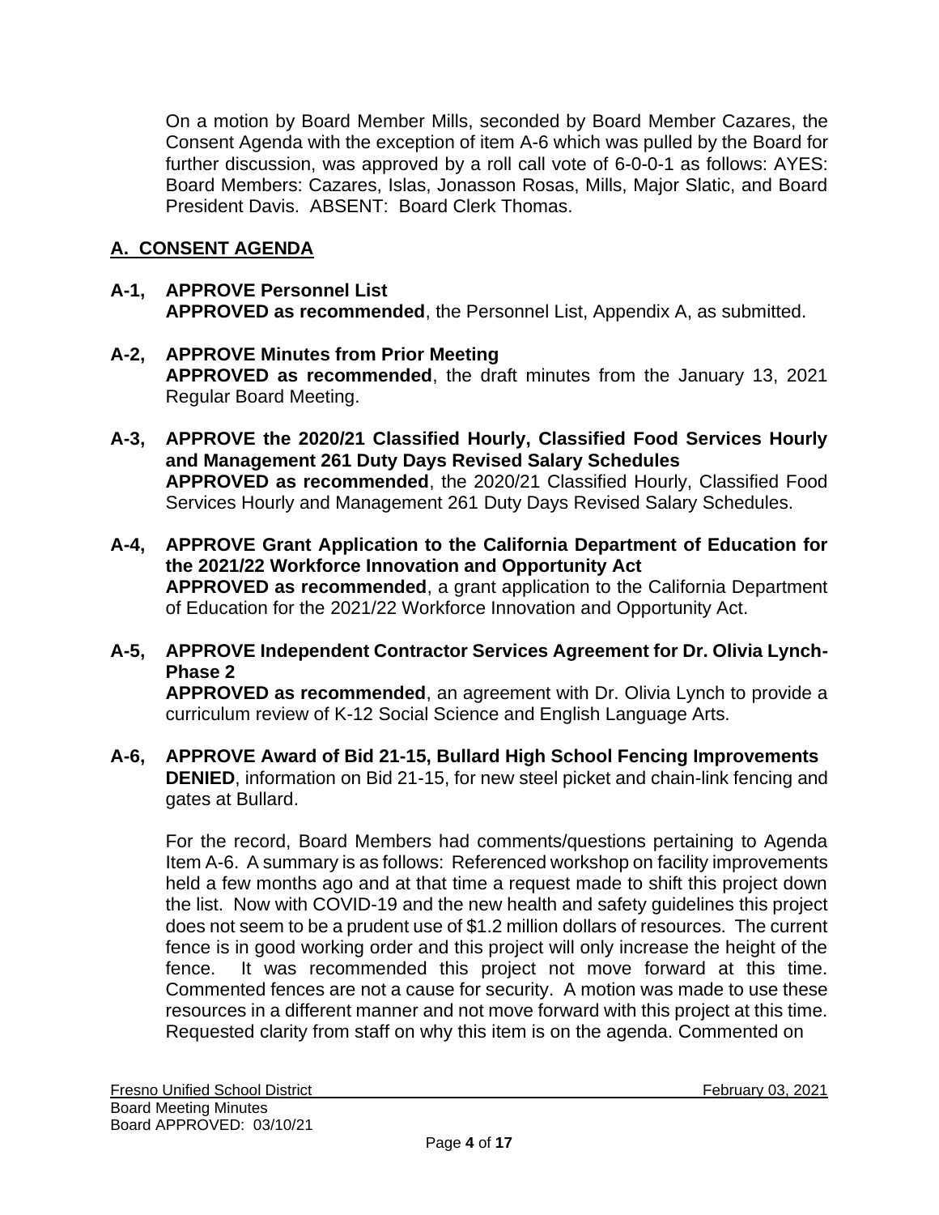On a motion by Board Member Mills, seconded by Board Member Cazares, the Consent Agenda with the exception of item A-6 which was pulled by the Board for further discussion, was approved by a roll call vote of 6-0-0-1 as follows: AYES: Board Members: Cazares, Islas, Jonasson Rosas, Mills, Major Slatic, and Board President Davis. ABSENT: Board Clerk Thomas.

## A. CONSENT AGENDA

**A-1, APPROVE Personnel List**
**APPROVED as recommended**, the Personnel List, Appendix A, as submitted.

**A-2, APPROVE Minutes from Prior Meeting**
**APPROVED as recommended**, the draft minutes from the January 13, 2021 Regular Board Meeting.

**A-3, APPROVE the 2020/21 Classified Hourly, Classified Food Services Hourly and Management 261 Duty Days Revised Salary Schedules**
**APPROVED as recommended**, the 2020/21 Classified Hourly, Classified Food Services Hourly and Management 261 Duty Days Revised Salary Schedules.

**A-4, APPROVE Grant Application to the California Department of Education for the 2021/22 Workforce Innovation and Opportunity Act**
**APPROVED as recommended**, a grant application to the California Department of Education for the 2021/22 Workforce Innovation and Opportunity Act.

**A-5, APPROVE Independent Contractor Services Agreement for Dr. Olivia Lynch-Phase 2**
**APPROVED as recommended**, an agreement with Dr. Olivia Lynch to provide a curriculum review of K-12 Social Science and English Language Arts.

**A-6, APPROVE Award of Bid 21-15, Bullard High School Fencing Improvements**
**DENIED**, information on Bid 21-15, for new steel picket and chain-link fencing and gates at Bullard.

For the record, Board Members had comments/questions pertaining to Agenda Item A-6. A summary is as follows: Referenced workshop on facility improvements held a few months ago and at that time a request made to shift this project down the list. Now with COVID-19 and the new health and safety guidelines this project does not seem to be a prudent use of $1.2 million dollars of resources. The current fence is in good working order and this project will only increase the height of the fence. It was recommended this project not move forward at this time. Commented fences are not a cause for security. A motion was made to use these resources in a different manner and not move forward with this project at this time. Requested clarity from staff on why this item is on the agenda. Commented on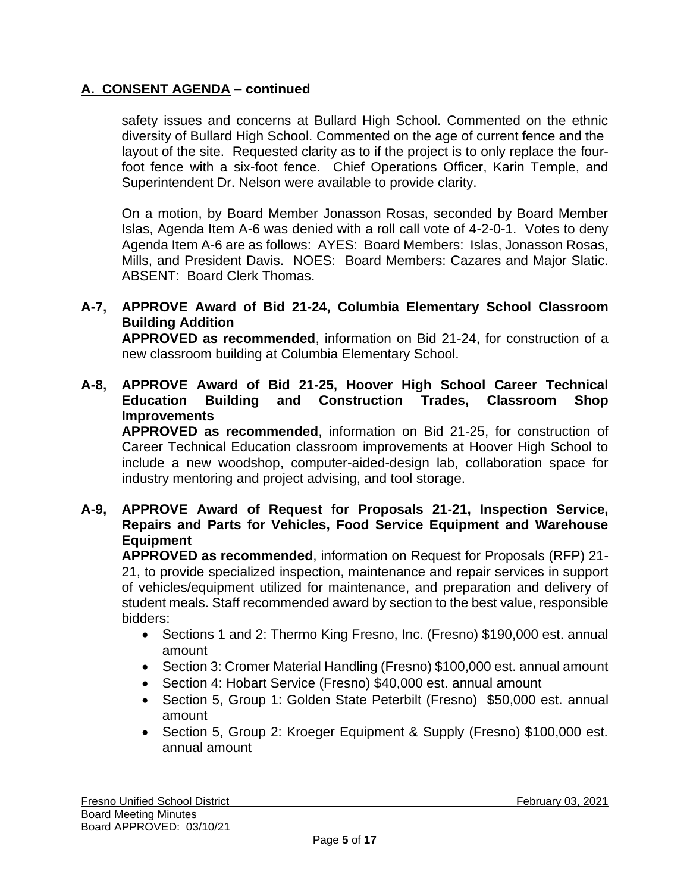## A. CONSENT AGENDA – continued

safety issues and concerns at Bullard High School. Commented on the ethnic diversity of Bullard High School. Commented on the age of current fence and the layout of the site. Requested clarity as to if the project is to only replace the four-foot fence with a six-foot fence. Chief Operations Officer, Karin Temple, and Superintendent Dr. Nelson were available to provide clarity.

On a motion, by Board Member Jonasson Rosas, seconded by Board Member Islas, Agenda Item A-6 was denied with a roll call vote of 4-2-0-1. Votes to deny Agenda Item A-6 are as follows: AYES: Board Members: Islas, Jonasson Rosas, Mills, and President Davis. NOES: Board Members: Cazares and Major Slatic. ABSENT: Board Clerk Thomas.

**A-7, APPROVE Award of Bid 21-24, Columbia Elementary School Classroom Building Addition**

**APPROVED as recommended**, information on Bid 21-24, for construction of a new classroom building at Columbia Elementary School.

**A-8, APPROVE Award of Bid 21-25, Hoover High School Career Technical Education Building and Construction Trades, Classroom Shop Improvements**

**APPROVED as recommended**, information on Bid 21-25, for construction of Career Technical Education classroom improvements at Hoover High School to include a new woodshop, computer-aided-design lab, collaboration space for industry mentoring and project advising, and tool storage.

**A-9, APPROVE Award of Request for Proposals 21-21, Inspection Service, Repairs and Parts for Vehicles, Food Service Equipment and Warehouse Equipment**

**APPROVED as recommended**, information on Request for Proposals (RFP) 21-21, to provide specialized inspection, maintenance and repair services in support of vehicles/equipment utilized for maintenance, and preparation and delivery of student meals. Staff recommended award by section to the best value, responsible bidders:

- Sections 1 and 2: Thermo King Fresno, Inc. (Fresno) $190,000 est. annual amount
- Section 3: Cromer Material Handling (Fresno) $100,000 est. annual amount
- Section 4: Hobart Service (Fresno) $40,000 est. annual amount
- Section 5, Group 1: Golden State Peterbilt (Fresno) $50,000 est. annual amount
- Section 5, Group 2: Kroeger Equipment & Supply (Fresno) $100,000 est. annual amount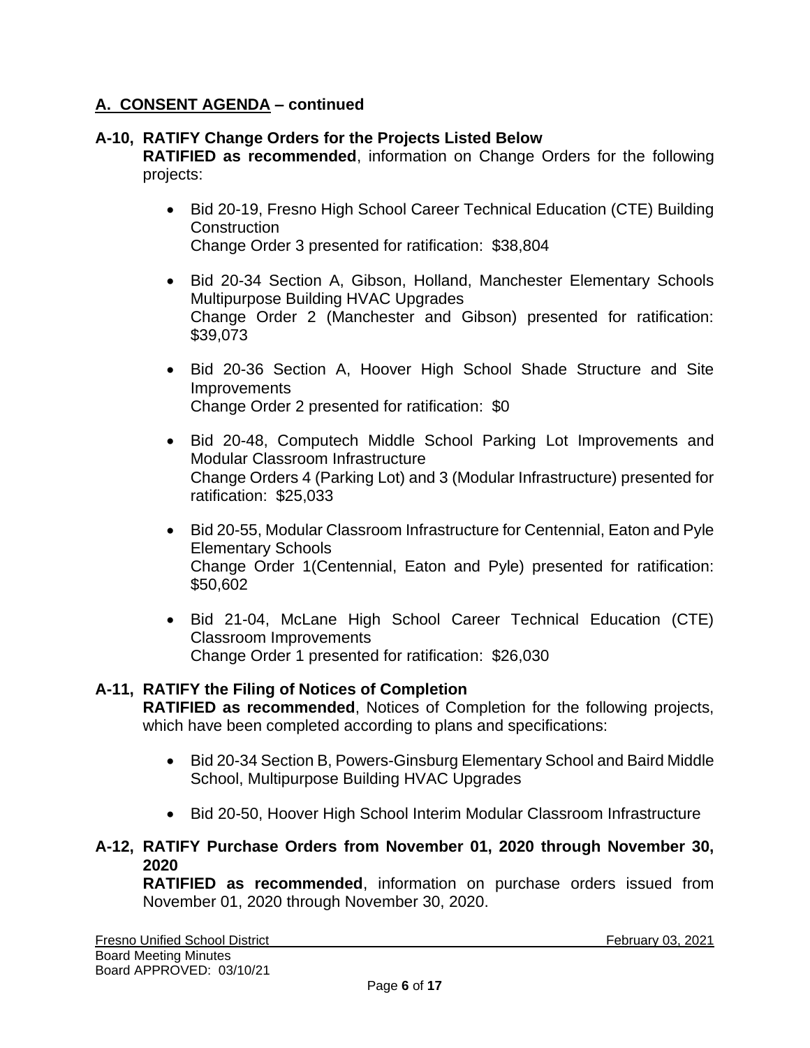## A. CONSENT AGENDA – continued

**A-10, RATIFY Change Orders for the Projects Listed Below**

**RATIFIED as recommended**, information on Change Orders for the following projects:

- Bid 20-19, Fresno High School Career Technical Education (CTE) Building Construction
  Change Order 3 presented for ratification: $38,804
- Bid 20-34 Section A, Gibson, Holland, Manchester Elementary Schools Multipurpose Building HVAC Upgrades
  Change Order 2 (Manchester and Gibson) presented for ratification: $39,073
- Bid 20-36 Section A, Hoover High School Shade Structure and Site Improvements
  Change Order 2 presented for ratification: $0
- Bid 20-48, Computech Middle School Parking Lot Improvements and Modular Classroom Infrastructure
  Change Orders 4 (Parking Lot) and 3 (Modular Infrastructure) presented for ratification: $25,033
- Bid 20-55, Modular Classroom Infrastructure for Centennial, Eaton and Pyle Elementary Schools
  Change Order 1(Centennial, Eaton and Pyle) presented for ratification: $50,602
- Bid 21-04, McLane High School Career Technical Education (CTE) Classroom Improvements
  Change Order 1 presented for ratification: $26,030

**A-11, RATIFY the Filing of Notices of Completion**

**RATIFIED as recommended**, Notices of Completion for the following projects, which have been completed according to plans and specifications:

- Bid 20-34 Section B, Powers-Ginsburg Elementary School and Baird Middle School, Multipurpose Building HVAC Upgrades
- Bid 20-50, Hoover High School Interim Modular Classroom Infrastructure

**A-12, RATIFY Purchase Orders from November 01, 2020 through November 30, 2020**

**RATIFIED as recommended**, information on purchase orders issued from November 01, 2020 through November 30, 2020.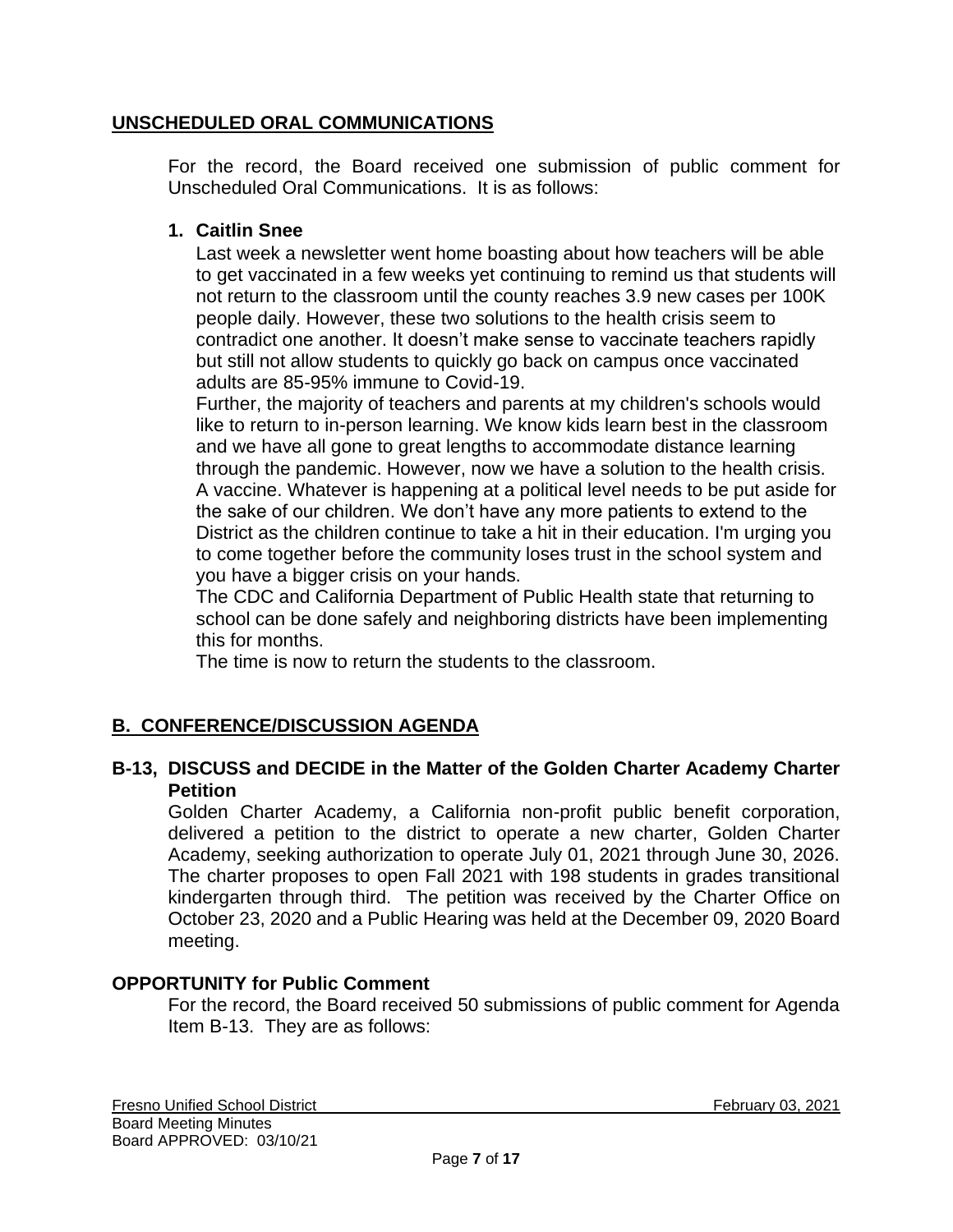## UNSCHEDULED ORAL COMMUNICATIONS

For the record, the Board received one submission of public comment for Unscheduled Oral Communications. It is as follows:

**1. Caitlin Snee**

Last week a newsletter went home boasting about how teachers will be able to get vaccinated in a few weeks yet continuing to remind us that students will not return to the classroom until the county reaches 3.9 new cases per 100K people daily. However, these two solutions to the health crisis seem to contradict one another. It doesn't make sense to vaccinate teachers rapidly but still not allow students to quickly go back on campus once vaccinated adults are 85-95% immune to Covid-19.

Further, the majority of teachers and parents at my children's schools would like to return to in-person learning. We know kids learn best in the classroom and we have all gone to great lengths to accommodate distance learning through the pandemic. However, now we have a solution to the health crisis. A vaccine. Whatever is happening at a political level needs to be put aside for the sake of our children. We don't have any more patients to extend to the District as the children continue to take a hit in their education. I'm urging you to come together before the community loses trust in the school system and you have a bigger crisis on your hands.

The CDC and California Department of Public Health state that returning to school can be done safely and neighboring districts have been implementing this for months.

The time is now to return the students to the classroom.

## B. CONFERENCE/DISCUSSION AGENDA

### B-13, DISCUSS and DECIDE in the Matter of the Golden Charter Academy Charter Petition

Golden Charter Academy, a California non-profit public benefit corporation, delivered a petition to the district to operate a new charter, Golden Charter Academy, seeking authorization to operate July 01, 2021 through June 30, 2026. The charter proposes to open Fall 2021 with 198 students in grades transitional kindergarten through third. The petition was received by the Charter Office on October 23, 2020 and a Public Hearing was held at the December 09, 2020 Board meeting.

### OPPORTUNITY for Public Comment

For the record, the Board received 50 submissions of public comment for Agenda Item B-13. They are as follows: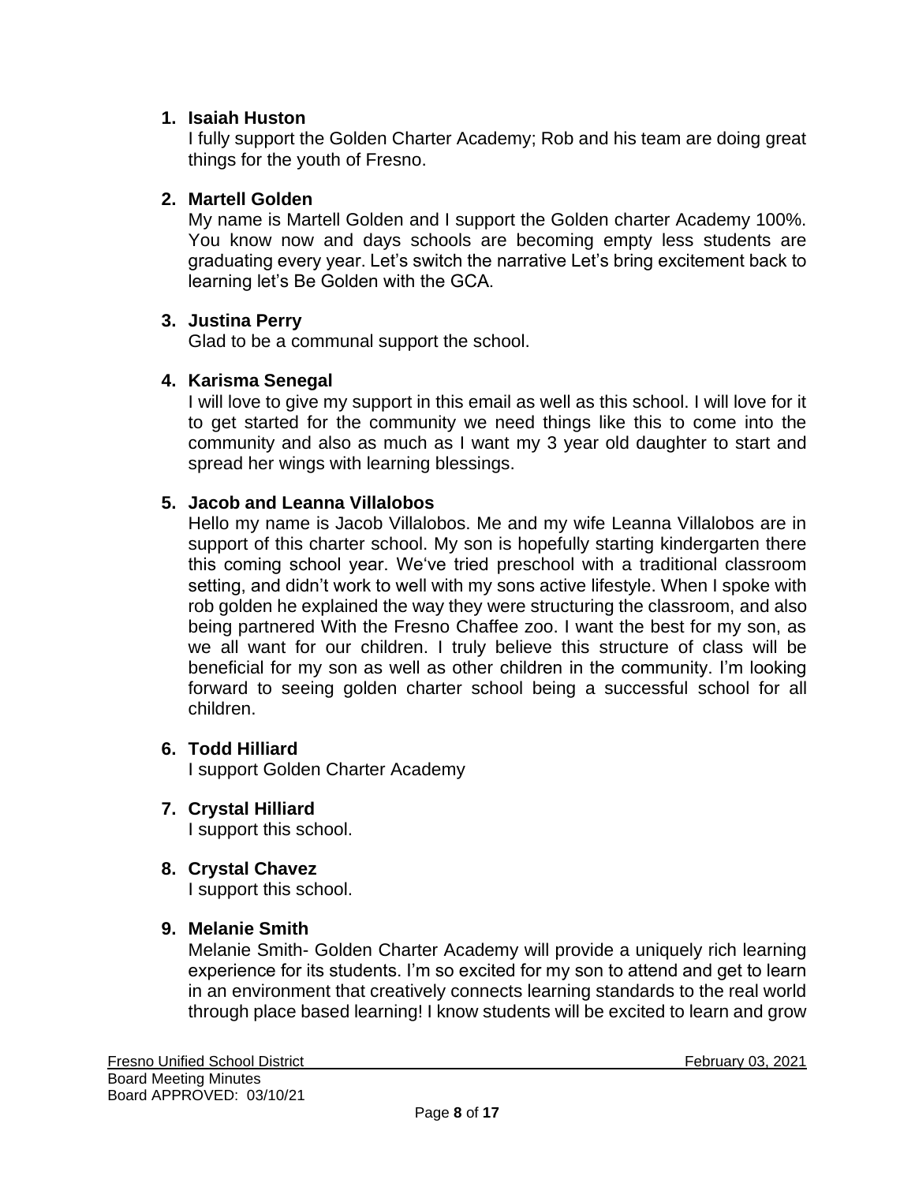1. **Isaiah Huston**
   I fully support the Golden Charter Academy; Rob and his team are doing great things for the youth of Fresno.

2. **Martell Golden**
   My name is Martell Golden and I support the Golden charter Academy 100%. You know now and days schools are becoming empty less students are graduating every year. Let's switch the narrative Let's bring excitement back to learning let's Be Golden with the GCA.

3. **Justina Perry**
   Glad to be a communal support the school.

4. **Karisma Senegal**
   I will love to give my support in this email as well as this school. I will love for it to get started for the community we need things like this to come into the community and also as much as I want my 3 year old daughter to start and spread her wings with learning blessings.

5. **Jacob and Leanna Villalobos**
   Hello my name is Jacob Villalobos. Me and my wife Leanna Villalobos are in support of this charter school. My son is hopefully starting kindergarten there this coming school year. We've tried preschool with a traditional classroom setting, and didn't work to well with my sons active lifestyle. When I spoke with rob golden he explained the way they were structuring the classroom, and also being partnered With the Fresno Chaffee zoo. I want the best for my son, as we all want for our children. I truly believe this structure of class will be beneficial for my son as well as other children in the community. I'm looking forward to seeing golden charter school being a successful school for all children.

6. **Todd Hilliard**
   I support Golden Charter Academy

7. **Crystal Hilliard**
   I support this school.

8. **Crystal Chavez**
   I support this school.

9. **Melanie Smith**
   Melanie Smith- Golden Charter Academy will provide a uniquely rich learning experience for its students. I'm so excited for my son to attend and get to learn in an environment that creatively connects learning standards to the real world through place based learning! I know students will be excited to learn and grow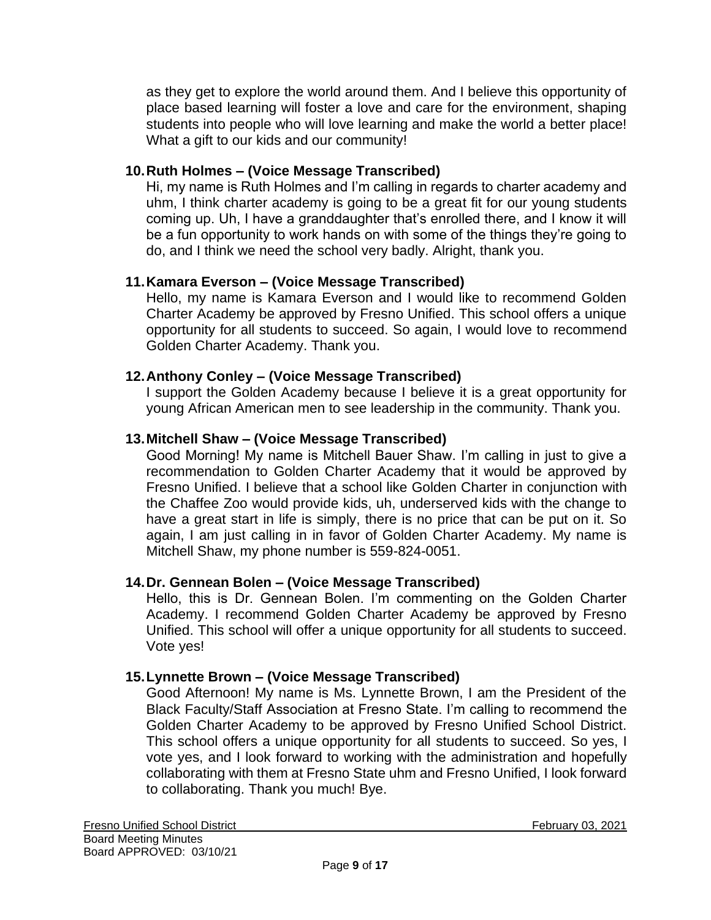as they get to explore the world around them. And I believe this opportunity of place based learning will foster a love and care for the environment, shaping students into people who will love learning and make the world a better place! What a gift to our kids and our community!

10. **Ruth Holmes – (Voice Message Transcribed)**
Hi, my name is Ruth Holmes and I'm calling in regards to charter academy and uhm, I think charter academy is going to be a great fit for our young students coming up. Uh, I have a granddaughter that's enrolled there, and I know it will be a fun opportunity to work hands on with some of the things they're going to do, and I think we need the school very badly. Alright, thank you.

11. **Kamara Everson – (Voice Message Transcribed)**
Hello, my name is Kamara Everson and I would like to recommend Golden Charter Academy be approved by Fresno Unified. This school offers a unique opportunity for all students to succeed. So again, I would love to recommend Golden Charter Academy. Thank you.

12. **Anthony Conley – (Voice Message Transcribed)**
I support the Golden Academy because I believe it is a great opportunity for young African American men to see leadership in the community. Thank you.

13. **Mitchell Shaw – (Voice Message Transcribed)**
Good Morning! My name is Mitchell Bauer Shaw. I'm calling in just to give a recommendation to Golden Charter Academy that it would be approved by Fresno Unified. I believe that a school like Golden Charter in conjunction with the Chaffee Zoo would provide kids, uh, underserved kids with the change to have a great start in life is simply, there is no price that can be put on it. So again, I am just calling in in favor of Golden Charter Academy. My name is Mitchell Shaw, my phone number is 559-824-0051.

14. **Dr. Gennean Bolen – (Voice Message Transcribed)**
Hello, this is Dr. Gennean Bolen. I'm commenting on the Golden Charter Academy. I recommend Golden Charter Academy be approved by Fresno Unified. This school will offer a unique opportunity for all students to succeed. Vote yes!

15. **Lynnette Brown – (Voice Message Transcribed)**
Good Afternoon! My name is Ms. Lynnette Brown, I am the President of the Black Faculty/Staff Association at Fresno State. I'm calling to recommend the Golden Charter Academy to be approved by Fresno Unified School District. This school offers a unique opportunity for all students to succeed. So yes, I vote yes, and I look forward to working with the administration and hopefully collaborating with them at Fresno State uhm and Fresno Unified, I look forward to collaborating. Thank you much! Bye.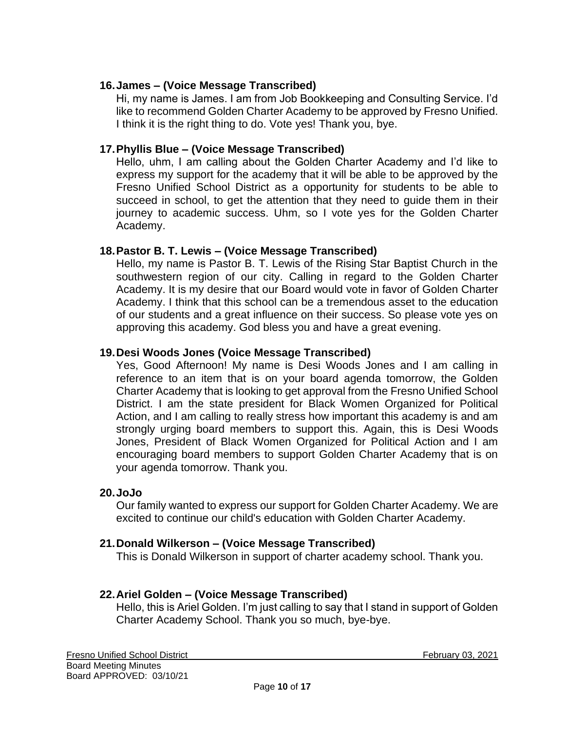16. **James – (Voice Message Transcribed)**
   Hi, my name is James. I am from Job Bookkeeping and Consulting Service. I'd like to recommend Golden Charter Academy to be approved by Fresno Unified. I think it is the right thing to do. Vote yes! Thank you, bye.

17. **Phyllis Blue – (Voice Message Transcribed)**
   Hello, uhm, I am calling about the Golden Charter Academy and I'd like to express my support for the academy that it will be able to be approved by the Fresno Unified School District as a opportunity for students to be able to succeed in school, to get the attention that they need to guide them in their journey to academic success. Uhm, so I vote yes for the Golden Charter Academy.

18. **Pastor B. T. Lewis – (Voice Message Transcribed)**
   Hello, my name is Pastor B. T. Lewis of the Rising Star Baptist Church in the southwestern region of our city. Calling in regard to the Golden Charter Academy. It is my desire that our Board would vote in favor of Golden Charter Academy. I think that this school can be a tremendous asset to the education of our students and a great influence on their success. So please vote yes on approving this academy. God bless you and have a great evening.

19. **Desi Woods Jones (Voice Message Transcribed)**
   Yes, Good Afternoon! My name is Desi Woods Jones and I am calling in reference to an item that is on your board agenda tomorrow, the Golden Charter Academy that is looking to get approval from the Fresno Unified School District. I am the state president for Black Women Organized for Political Action, and I am calling to really stress how important this academy is and am strongly urging board members to support this. Again, this is Desi Woods Jones, President of Black Women Organized for Political Action and I am encouraging board members to support Golden Charter Academy that is on your agenda tomorrow. Thank you.

20. **JoJo**
   Our family wanted to express our support for Golden Charter Academy. We are excited to continue our child's education with Golden Charter Academy.

21. **Donald Wilkerson – (Voice Message Transcribed)**
   This is Donald Wilkerson in support of charter academy school. Thank you.

22. **Ariel Golden – (Voice Message Transcribed)**
   Hello, this is Ariel Golden. I'm just calling to say that I stand in support of Golden Charter Academy School. Thank you so much, bye-bye.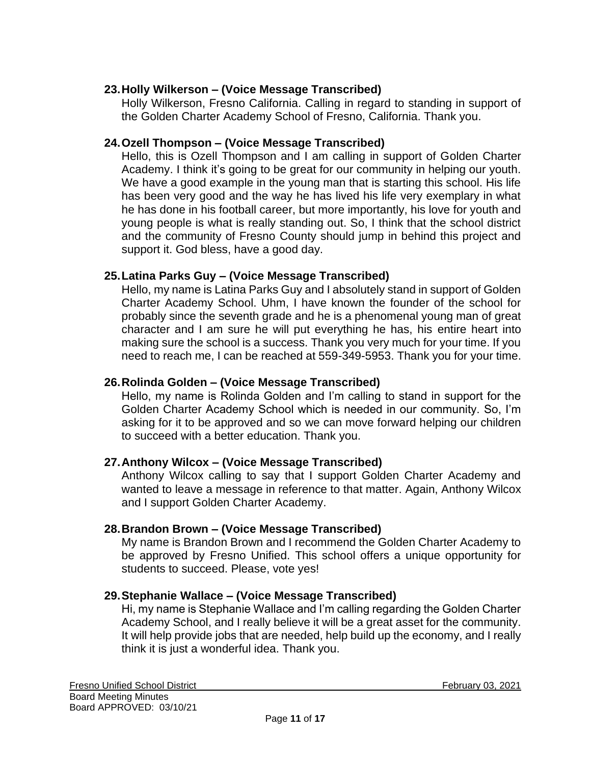**23. Holly Wilkerson – (Voice Message Transcribed)**

Holly Wilkerson, Fresno California. Calling in regard to standing in support of the Golden Charter Academy School of Fresno, California. Thank you.

**24. Ozell Thompson – (Voice Message Transcribed)**

Hello, this is Ozell Thompson and I am calling in support of Golden Charter Academy. I think it's going to be great for our community in helping our youth. We have a good example in the young man that is starting this school. His life has been very good and the way he has lived his life very exemplary in what he has done in his football career, but more importantly, his love for youth and young people is what is really standing out. So, I think that the school district and the community of Fresno County should jump in behind this project and support it. God bless, have a good day.

**25. Latina Parks Guy – (Voice Message Transcribed)**

Hello, my name is Latina Parks Guy and I absolutely stand in support of Golden Charter Academy School. Uhm, I have known the founder of the school for probably since the seventh grade and he is a phenomenal young man of great character and I am sure he will put everything he has, his entire heart into making sure the school is a success. Thank you very much for your time. If you need to reach me, I can be reached at 559-349-5953. Thank you for your time.

**26. Rolinda Golden – (Voice Message Transcribed)**

Hello, my name is Rolinda Golden and I'm calling to stand in support for the Golden Charter Academy School which is needed in our community. So, I'm asking for it to be approved and so we can move forward helping our children to succeed with a better education. Thank you.

**27. Anthony Wilcox – (Voice Message Transcribed)**

Anthony Wilcox calling to say that I support Golden Charter Academy and wanted to leave a message in reference to that matter. Again, Anthony Wilcox and I support Golden Charter Academy.

**28. Brandon Brown – (Voice Message Transcribed)**

My name is Brandon Brown and I recommend the Golden Charter Academy to be approved by Fresno Unified. This school offers a unique opportunity for students to succeed. Please, vote yes!

**29. Stephanie Wallace – (Voice Message Transcribed)**

Hi, my name is Stephanie Wallace and I'm calling regarding the Golden Charter Academy School, and I really believe it will be a great asset for the community. It will help provide jobs that are needed, help build up the economy, and I really think it is just a wonderful idea. Thank you.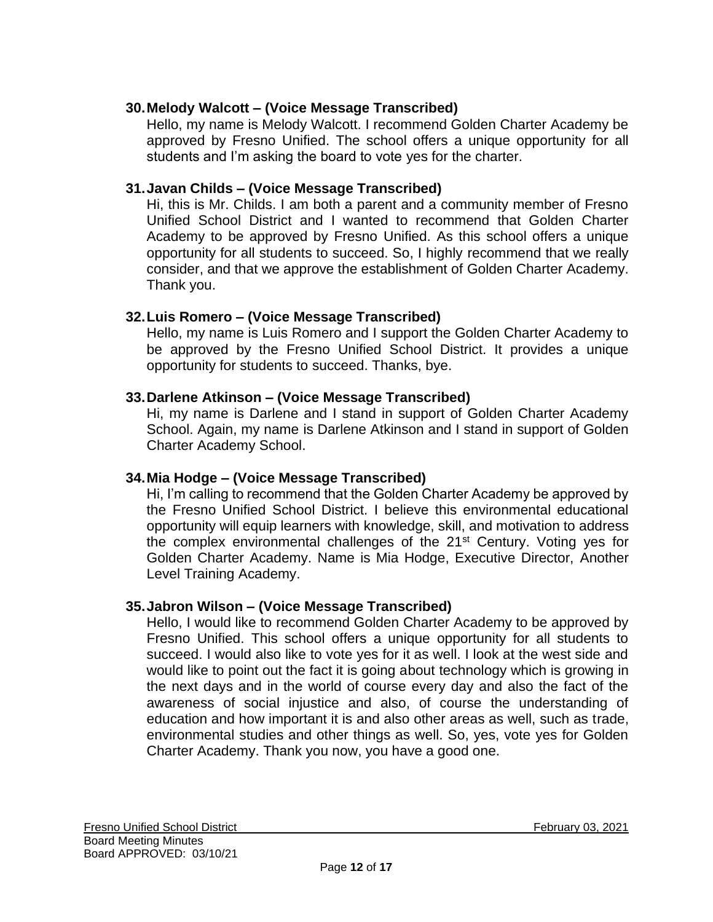**30. Melody Walcott – (Voice Message Transcribed)**

Hello, my name is Melody Walcott. I recommend Golden Charter Academy be approved by Fresno Unified. The school offers a unique opportunity for all students and I'm asking the board to vote yes for the charter.

**31. Javan Childs – (Voice Message Transcribed)**

Hi, this is Mr. Childs. I am both a parent and a community member of Fresno Unified School District and I wanted to recommend that Golden Charter Academy to be approved by Fresno Unified. As this school offers a unique opportunity for all students to succeed. So, I highly recommend that we really consider, and that we approve the establishment of Golden Charter Academy. Thank you.

**32. Luis Romero – (Voice Message Transcribed)**

Hello, my name is Luis Romero and I support the Golden Charter Academy to be approved by the Fresno Unified School District. It provides a unique opportunity for students to succeed. Thanks, bye.

**33. Darlene Atkinson – (Voice Message Transcribed)**

Hi, my name is Darlene and I stand in support of Golden Charter Academy School. Again, my name is Darlene Atkinson and I stand in support of Golden Charter Academy School.

**34. Mia Hodge – (Voice Message Transcribed)**

Hi, I'm calling to recommend that the Golden Charter Academy be approved by the Fresno Unified School District. I believe this environmental educational opportunity will equip learners with knowledge, skill, and motivation to address the complex environmental challenges of the 21st Century. Voting yes for Golden Charter Academy. Name is Mia Hodge, Executive Director, Another Level Training Academy.

**35. Jabron Wilson – (Voice Message Transcribed)**

Hello, I would like to recommend Golden Charter Academy to be approved by Fresno Unified. This school offers a unique opportunity for all students to succeed. I would also like to vote yes for it as well. I look at the west side and would like to point out the fact it is going about technology which is growing in the next days and in the world of course every day and also the fact of the awareness of social injustice and also, of course the understanding of education and how important it is and also other areas as well, such as trade, environmental studies and other things as well. So, yes, vote yes for Golden Charter Academy. Thank you now, you have a good one.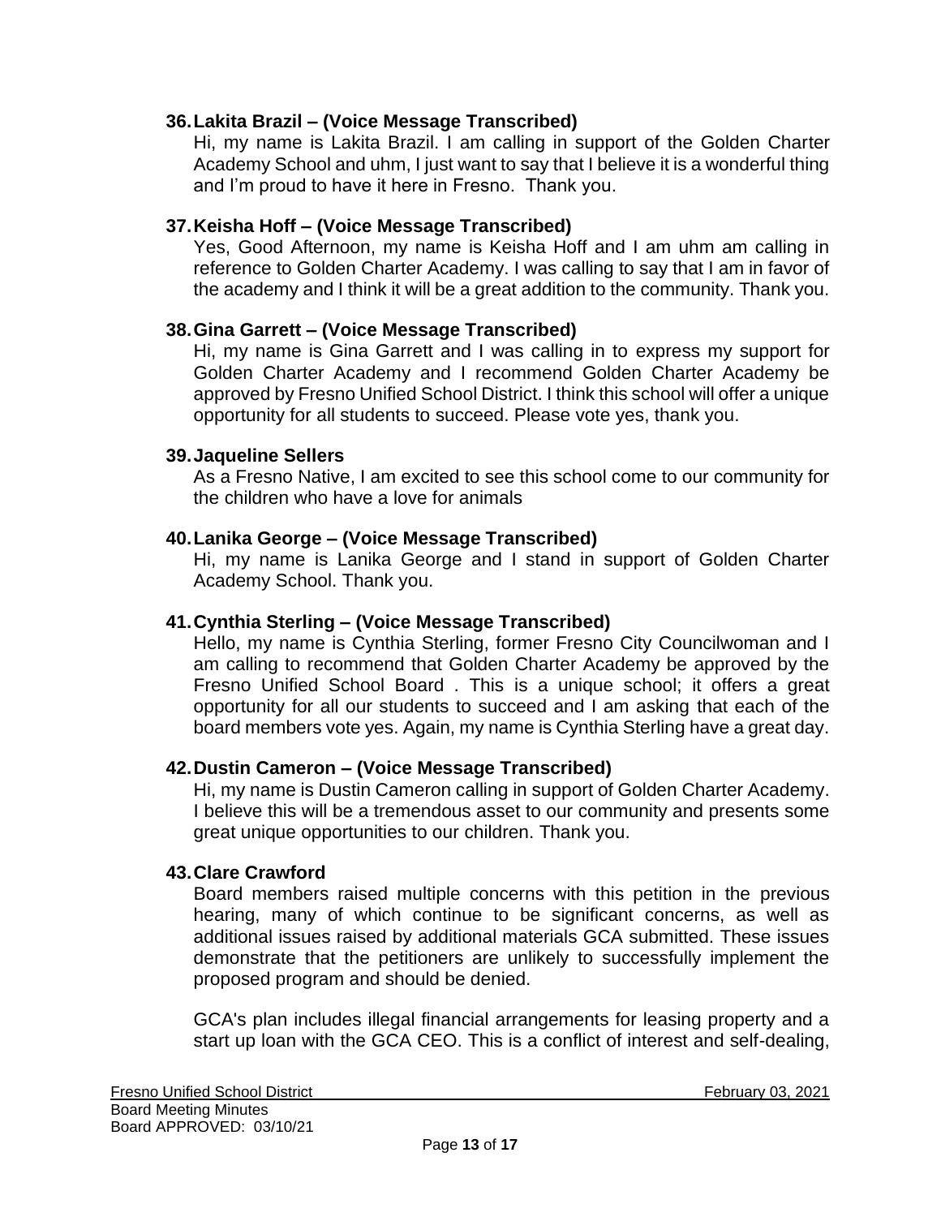**36. Lakita Brazil – (Voice Message Transcribed)**

Hi, my name is Lakita Brazil. I am calling in support of the Golden Charter Academy School and uhm, I just want to say that I believe it is a wonderful thing and I'm proud to have it here in Fresno. Thank you.

**37. Keisha Hoff – (Voice Message Transcribed)**

Yes, Good Afternoon, my name is Keisha Hoff and I am uhm am calling in reference to Golden Charter Academy. I was calling to say that I am in favor of the academy and I think it will be a great addition to the community. Thank you.

**38. Gina Garrett – (Voice Message Transcribed)**

Hi, my name is Gina Garrett and I was calling in to express my support for Golden Charter Academy and I recommend Golden Charter Academy be approved by Fresno Unified School District. I think this school will offer a unique opportunity for all students to succeed. Please vote yes, thank you.

**39. Jaqueline Sellers**

As a Fresno Native, I am excited to see this school come to our community for the children who have a love for animals

**40. Lanika George – (Voice Message Transcribed)**

Hi, my name is Lanika George and I stand in support of Golden Charter Academy School. Thank you.

**41. Cynthia Sterling – (Voice Message Transcribed)**

Hello, my name is Cynthia Sterling, former Fresno City Councilwoman and I am calling to recommend that Golden Charter Academy be approved by the Fresno Unified School Board . This is a unique school; it offers a great opportunity for all our students to succeed and I am asking that each of the board members vote yes. Again, my name is Cynthia Sterling have a great day.

**42. Dustin Cameron – (Voice Message Transcribed)**

Hi, my name is Dustin Cameron calling in support of Golden Charter Academy. I believe this will be a tremendous asset to our community and presents some great unique opportunities to our children. Thank you.

**43. Clare Crawford**

Board members raised multiple concerns with this petition in the previous hearing, many of which continue to be significant concerns, as well as additional issues raised by additional materials GCA submitted. These issues demonstrate that the petitioners are unlikely to successfully implement the proposed program and should be denied.

GCA's plan includes illegal financial arrangements for leasing property and a start up loan with the GCA CEO. This is a conflict of interest and self-dealing,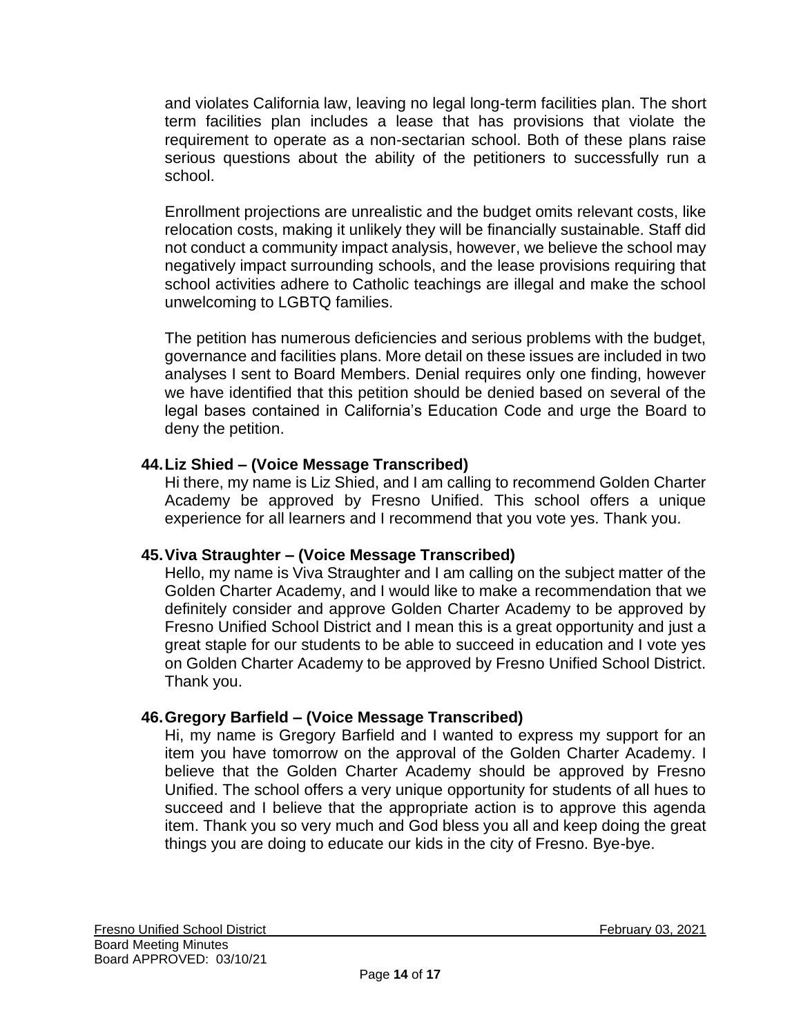and violates California law, leaving no legal long-term facilities plan. The short term facilities plan includes a lease that has provisions that violate the requirement to operate as a non-sectarian school. Both of these plans raise serious questions about the ability of the petitioners to successfully run a school.

Enrollment projections are unrealistic and the budget omits relevant costs, like relocation costs, making it unlikely they will be financially sustainable. Staff did not conduct a community impact analysis, however, we believe the school may negatively impact surrounding schools, and the lease provisions requiring that school activities adhere to Catholic teachings are illegal and make the school unwelcoming to LGBTQ families.

The petition has numerous deficiencies and serious problems with the budget, governance and facilities plans. More detail on these issues are included in two analyses I sent to Board Members. Denial requires only one finding, however we have identified that this petition should be denied based on several of the legal bases contained in California's Education Code and urge the Board to deny the petition.

**44. Liz Shied – (Voice Message Transcribed)**
Hi there, my name is Liz Shied, and I am calling to recommend Golden Charter Academy be approved by Fresno Unified. This school offers a unique experience for all learners and I recommend that you vote yes. Thank you.

**45. Viva Straughter – (Voice Message Transcribed)**
Hello, my name is Viva Straughter and I am calling on the subject matter of the Golden Charter Academy, and I would like to make a recommendation that we definitely consider and approve Golden Charter Academy to be approved by Fresno Unified School District and I mean this is a great opportunity and just a great staple for our students to be able to succeed in education and I vote yes on Golden Charter Academy to be approved by Fresno Unified School District. Thank you.

**46. Gregory Barfield – (Voice Message Transcribed)**
Hi, my name is Gregory Barfield and I wanted to express my support for an item you have tomorrow on the approval of the Golden Charter Academy. I believe that the Golden Charter Academy should be approved by Fresno Unified. The school offers a very unique opportunity for students of all hues to succeed and I believe that the appropriate action is to approve this agenda item. Thank you so very much and God bless you all and keep doing the great things you are doing to educate our kids in the city of Fresno. Bye-bye.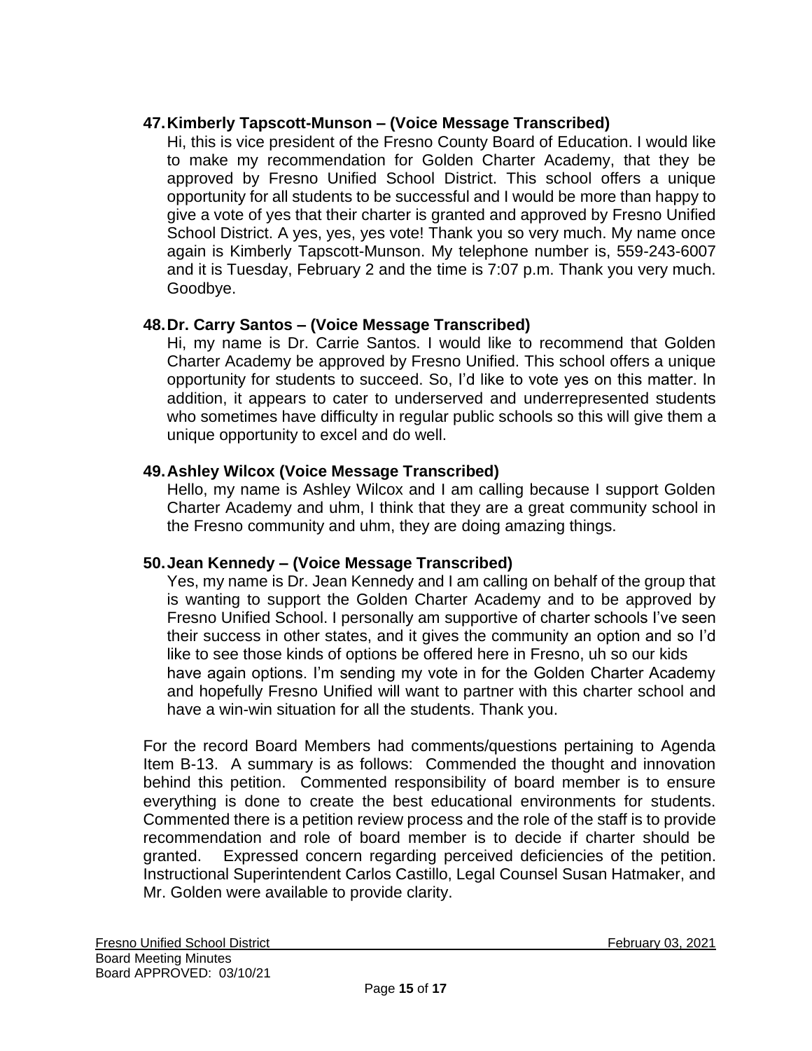**47. Kimberly Tapscott-Munson – (Voice Message Transcribed)**

Hi, this is vice president of the Fresno County Board of Education. I would like to make my recommendation for Golden Charter Academy, that they be approved by Fresno Unified School District. This school offers a unique opportunity for all students to be successful and I would be more than happy to give a vote of yes that their charter is granted and approved by Fresno Unified School District. A yes, yes, yes vote! Thank you so very much. My name once again is Kimberly Tapscott-Munson. My telephone number is, 559-243-6007 and it is Tuesday, February 2 and the time is 7:07 p.m. Thank you very much. Goodbye.

**48. Dr. Carry Santos – (Voice Message Transcribed)**

Hi, my name is Dr. Carrie Santos. I would like to recommend that Golden Charter Academy be approved by Fresno Unified. This school offers a unique opportunity for students to succeed. So, I'd like to vote yes on this matter. In addition, it appears to cater to underserved and underrepresented students who sometimes have difficulty in regular public schools so this will give them a unique opportunity to excel and do well.

**49. Ashley Wilcox (Voice Message Transcribed)**

Hello, my name is Ashley Wilcox and I am calling because I support Golden Charter Academy and uhm, I think that they are a great community school in the Fresno community and uhm, they are doing amazing things.

**50. Jean Kennedy – (Voice Message Transcribed)**

Yes, my name is Dr. Jean Kennedy and I am calling on behalf of the group that is wanting to support the Golden Charter Academy and to be approved by Fresno Unified School. I personally am supportive of charter schools I've seen their success in other states, and it gives the community an option and so I'd like to see those kinds of options be offered here in Fresno, uh so our kids have again options. I'm sending my vote in for the Golden Charter Academy and hopefully Fresno Unified will want to partner with this charter school and have a win-win situation for all the students. Thank you.

For the record Board Members had comments/questions pertaining to Agenda Item B-13. A summary is as follows: Commended the thought and innovation behind this petition. Commented responsibility of board member is to ensure everything is done to create the best educational environments for students. Commented there is a petition review process and the role of the staff is to provide recommendation and role of board member is to decide if charter should be granted. Expressed concern regarding perceived deficiencies of the petition. Instructional Superintendent Carlos Castillo, Legal Counsel Susan Hatmaker, and Mr. Golden were available to provide clarity.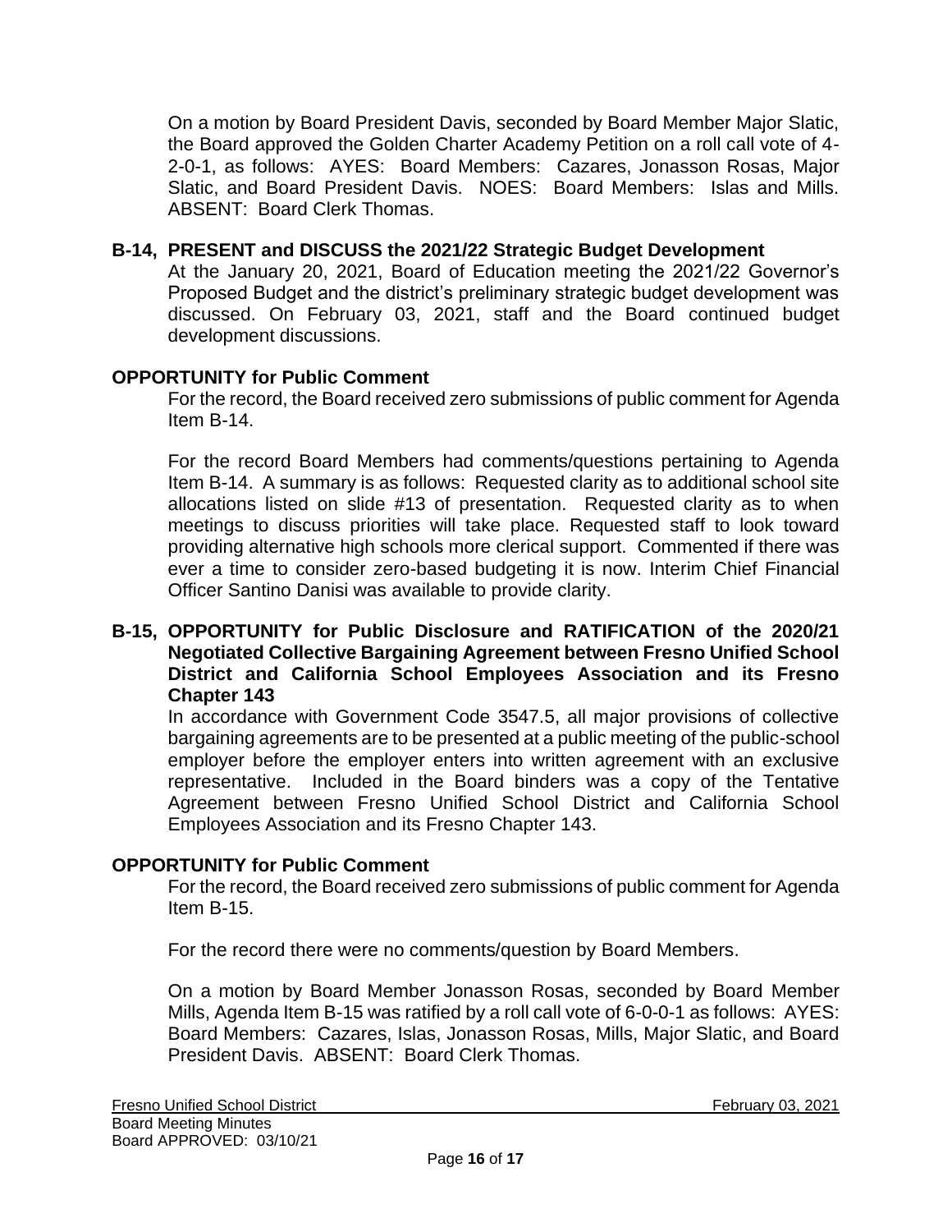On a motion by Board President Davis, seconded by Board Member Major Slatic, the Board approved the Golden Charter Academy Petition on a roll call vote of 4-2-0-1, as follows: AYES: Board Members: Cazares, Jonasson Rosas, Major Slatic, and Board President Davis. NOES: Board Members: Islas and Mills. ABSENT: Board Clerk Thomas.

**B-14, PRESENT and DISCUSS the 2021/22 Strategic Budget Development**

At the January 20, 2021, Board of Education meeting the 2021/22 Governor's Proposed Budget and the district's preliminary strategic budget development was discussed. On February 03, 2021, staff and the Board continued budget development discussions.

**OPPORTUNITY for Public Comment**

For the record, the Board received zero submissions of public comment for Agenda Item B-14.

For the record Board Members had comments/questions pertaining to Agenda Item B-14. A summary is as follows: Requested clarity as to additional school site allocations listed on slide #13 of presentation. Requested clarity as to when meetings to discuss priorities will take place. Requested staff to look toward providing alternative high schools more clerical support. Commented if there was ever a time to consider zero-based budgeting it is now. Interim Chief Financial Officer Santino Danisi was available to provide clarity.

**B-15, OPPORTUNITY for Public Disclosure and RATIFICATION of the 2020/21 Negotiated Collective Bargaining Agreement between Fresno Unified School District and California School Employees Association and its Fresno Chapter 143**

In accordance with Government Code 3547.5, all major provisions of collective bargaining agreements are to be presented at a public meeting of the public-school employer before the employer enters into written agreement with an exclusive representative. Included in the Board binders was a copy of the Tentative Agreement between Fresno Unified School District and California School Employees Association and its Fresno Chapter 143.

**OPPORTUNITY for Public Comment**

For the record, the Board received zero submissions of public comment for Agenda Item B-15.

For the record there were no comments/question by Board Members.

On a motion by Board Member Jonasson Rosas, seconded by Board Member Mills, Agenda Item B-15 was ratified by a roll call vote of 6-0-0-1 as follows: AYES: Board Members: Cazares, Islas, Jonasson Rosas, Mills, Major Slatic, and Board President Davis. ABSENT: Board Clerk Thomas.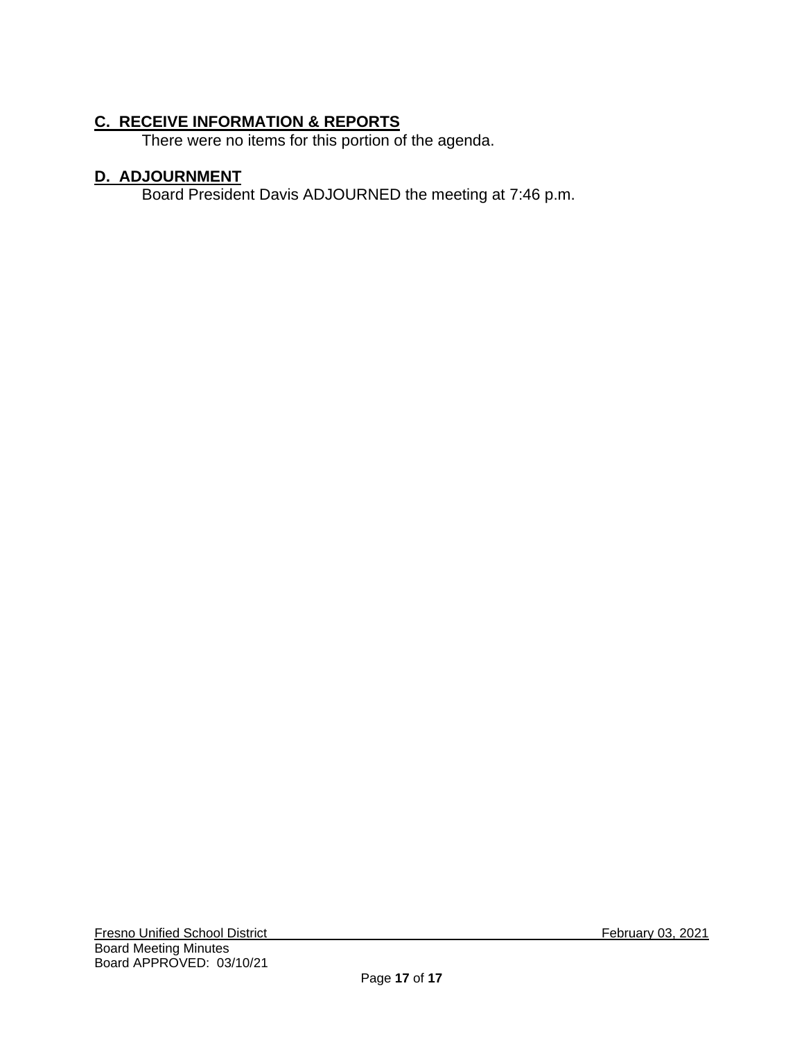## C. RECEIVE INFORMATION & REPORTS

There were no items for this portion of the agenda.

## D. ADJOURNMENT

Board President Davis ADJOURNED the meeting at 7:46 p.m.